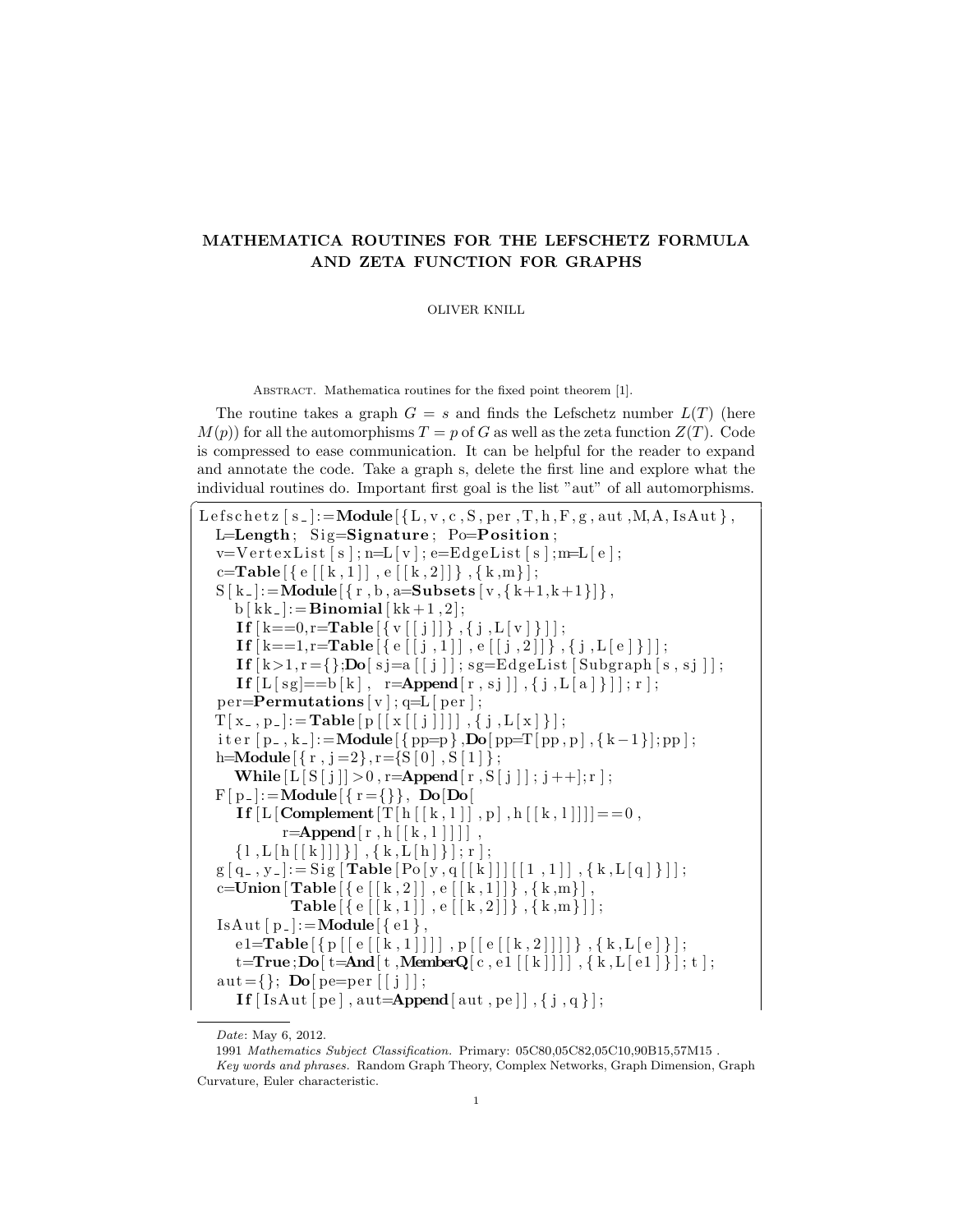# MATHEMATICA ROUTINES FOR THE LEFSCHETZ FORMULA AND ZETA FUNCTION FOR GRAPHS

OLIVER KNILL

Abstract. Mathematica routines for the fixed point theorem [1].

The routine takes a graph $G = s$ and finds the Lefschetz number $L(T)$ (here $M(p)$) for all the automorphisms $T = p$ of $G$ as well as the zeta function $Z(T)$. Code is compressed to ease communication. It can be helpful for the reader to expand and annotate the code. Take a graph s, delete the first line and explore what the individual routines do. Important first goal is the list "aut" of all automorphisms.

```
Lefschetz[s_]:=Module[{L,v,c,S,per,T,h,F,g,aut,M,A,IsAut},
  L=Length; Sig=Signature; Po=Position;
  v=VertexList[s];n=L[v];e=EdgeList[s];m=L[e];
  c=Table[{e[[k,1]],e[[k,2]]},{k,m}];
  S[k_]:=Module[{r,b,a=Subsets[v,{k+1,k+1}]},
     b[kk_]:=Binomial[kk+1,2];
     If[k==0,r=Table[{v[[j]]},{j,L[v]}]];
     If[k==1,r=Table[{e[[j,1]],e[[j,2]]},{j,L[e]}]];
     If[k>1,r={};Do[sj=a[[j]];sg=EdgeList[Subgraph[s,sj]];
     If[L[sg]==b[k],  r=Append[r,sj]],{j,L[a]}]];r];
  per=Permutations[v];q=L[per];
  T[x_,p_]:=Table[p[[x[[j]]]],{j,L[x]}];
  iter[p_,k_]:=Module[{pp=p},Do[pp=T[pp,p],{k-1}];pp];
  h=Module[{r,j=2},r={S[0],S[1]};
     While[L[S[j]]>0,r=Append[r,S[j]];j++];r];
  F[p_]:=Module[{r={}}, Do[Do[
     If[L[Complement[T[h[[k,l]],p],h[[k,l]]]]==0,
           r=Append[r,h[[k,l]]]],
     {l,L[h[[k]]]}],{k,L[h]}];r];
  g[q_,y_]:=Sig[Table[Po[y,q[[k]]][[1,1]],{k,L[q]}]];
  c=Union[Table[{e[[k,2]],e[[k,1]]},{k,m}],
             Table[{e[[k,1]],e[[k,2]]},{k,m}]];
  IsAut[p_]:=Module[{e1},
     e1=Table[{p[[e[[k,1]]]],p[[e[[k,2]]]]},{k,L[e]}];
     t=True;Do[t=And[t,MemberQ[c,e1[[k]]]],{k,L[e1]}];t];
  aut={}; Do[pe=per[[j]];
     If[IsAut[pe],aut=Append[aut,pe]],{j,q}];
```

*Date*: May 6, 2012.

1991 *Mathematics Subject Classification.* Primary: 05C80,05C82,05C10,90B15,57M15 .

*Key words and phrases.* Random Graph Theory, Complex Networks, Graph Dimension, Graph Curvature, Euler characteristic.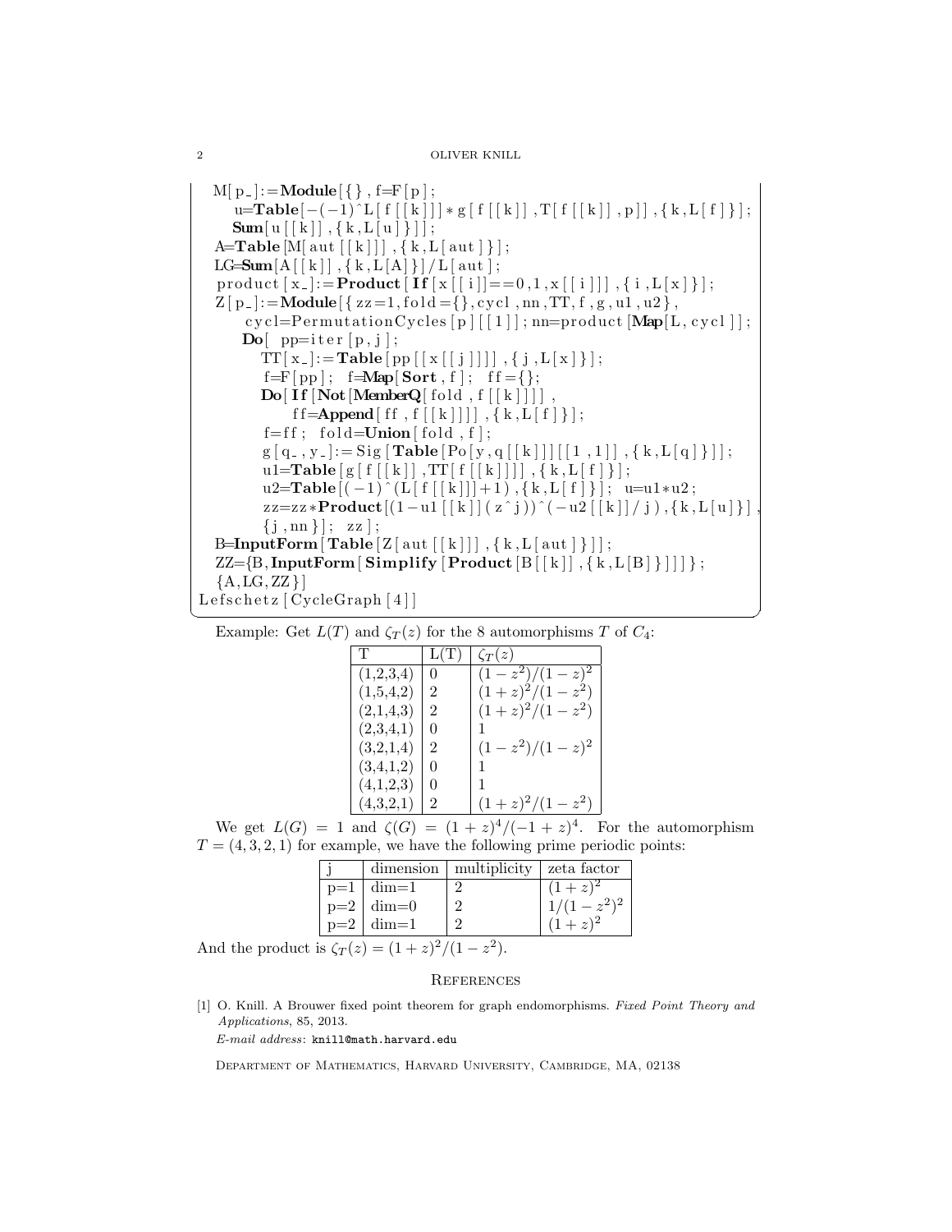```
  M[p_]:=Module[{},f=F[p];
     u=Table[-(-1)^L[f[[k]]]*g[f[[k]],T[f[[k]],p]],{k,L[f]}];
     Sum[u[[k]],{k,L[u]}]];
  A=Table[M[aut[[k]]],{k,L[aut]}];
  LG=Sum[A[[k]],{k,L[A]}]/L[aut];
  product[x_]:=Product[If[x[[i]]==0,1,x[[i]]],{i,L[x]}];
  Z[p_]:=Module[{zz=1,fold={},cycl,nn,TT,f,g,u1,u2},
      cycl=PermutationCycles[p][[1]];nn=product[Map[L,cycl]];
      Do[ pp=iter[p,j];
         TT[x_]:=Table[pp[[x[[j]]]],{j,L[x]}];
         f=F[pp]; f=Map[Sort,f]; ff={};
         Do[If[Not[MemberQ[fold,f[[k]]]],
              ff=Append[ff,f[[k]]]],{k,L[f]}];
         f=ff; fold=Union[fold,f];
         g[q_,y_]:=Sig[Table[Po[y,q[[k]]][[1,1]],{k,L[q]}]];
         u1=Table[g[f[[k]],TT[f[[k]]]],{k,L[f]}];
         u2=Table[(-1)^(L[f[[k]]]+1),{k,L[f]}]; u=u1*u2;
         zz=zz*Product[(1-u1[[k]](z^j))^(-u2[[k]]/j),{k,L[u]}],
         {j,nn}]; zz];
  B=InputForm[Table[Z[aut[[k]]],{k,L[aut]}]];
  ZZ={B,InputForm[Simplify[Product[B[[k]],{k,L[B]}]]]};
  {A,LG,ZZ}]
Lefschetz[CycleGraph[4]]
```

Example: Get $L(T)$ and $\zeta_T(z)$ for the 8 automorphisms $T$ of $C_4$:

| T | L(T) | $\zeta_T(z)$ |
|---|---|---|
| (1,2,3,4) | 0 | $(1-z^2)/(1-z)^2$ |
| (1,5,4,2) | 2 | $(1+z)^2/(1-z^2)$ |
| (2,1,4,3) | 2 | $(1+z)^2/(1-z^2)$ |
| (2,3,4,1) | 0 | 1 |
| (3,2,1,4) | 2 | $(1-z^2)/(1-z)^2$ |
| (3,4,1,2) | 0 | 1 |
| (4,1,2,3) | 0 | 1 |
| (4,3,2,1) | 2 | $(1+z)^2/(1-z^2)$ |

We get $L(G) = 1$ and $\zeta(G) = (1+z)^4/(-1+z)^4$. For the automorphism $T = (4,3,2,1)$ for example, we have the following prime periodic points:

| j | dimension | multiplicity | zeta factor |
|---|---|---|---|
| p=1 | dim=1 | 2 | $(1+z)^2$ |
| p=2 | dim=0 | 2 | $1/(1-z^2)^2$ |
| p=2 | dim=1 | 2 | $(1+z)^2$ |

And the product is $\zeta_T(z) = (1+z)^2/(1-z^2)$.

## References

[1] O. Knill. A Brouwer fixed point theorem for graph endomorphisms. *Fixed Point Theory and Applications*, 85, 2013.

*E-mail address*: knill@math.harvard.edu

Department of Mathematics, Harvard University, Cambridge, MA, 02138